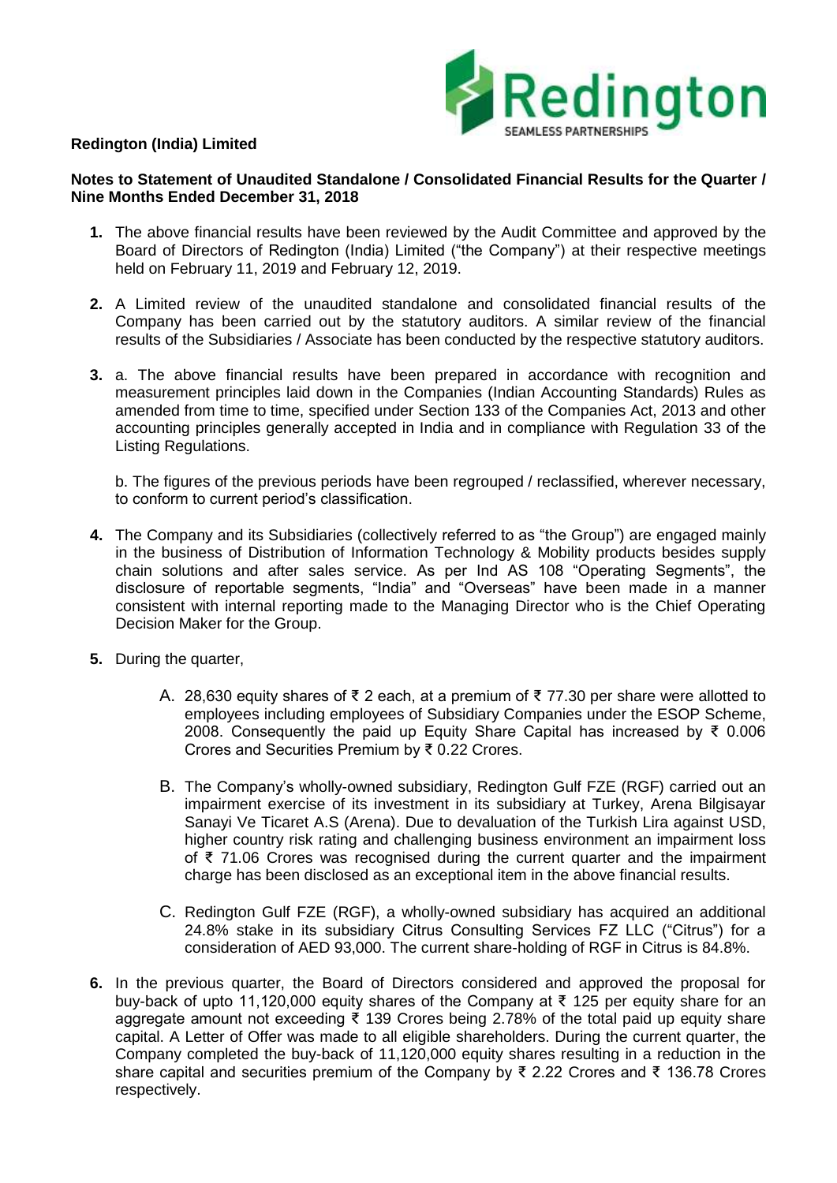**Redington (India) Limited**

**Notes to Statement of Unaudited Standalone / Consolidated Financial Results for the Quarter / Nine Months Ended December 31, 2018**

1. The above financial results have been reviewed by the Audit Committee and approved by the Board of Directors of Redington (India) Limited ("the Company") at their respective meetings held on February 11, 2019 and February 12, 2019.

2. A Limited review of the unaudited standalone and consolidated financial results of the Company has been carried out by the statutory auditors. A similar review of the financial results of the Subsidiaries / Associate has been conducted by the respective statutory auditors.

3. a. The above financial results have been prepared in accordance with recognition and measurement principles laid down in the Companies (Indian Accounting Standards) Rules as amended from time to time, specified under Section 133 of the Companies Act, 2013 and other accounting principles generally accepted in India and in compliance with Regulation 33 of the Listing Regulations.

   b. The figures of the previous periods have been regrouped / reclassified, wherever necessary, to conform to current period's classification.

4. The Company and its Subsidiaries (collectively referred to as "the Group") are engaged mainly in the business of Distribution of Information Technology & Mobility products besides supply chain solutions and after sales service. As per Ind AS 108 "Operating Segments", the disclosure of reportable segments, "India" and "Overseas" have been made in a manner consistent with internal reporting made to the Managing Director who is the Chief Operating Decision Maker for the Group.

5. During the quarter,

   A. 28,630 equity shares of ₹ 2 each, at a premium of ₹ 77.30 per share were allotted to employees including employees of Subsidiary Companies under the ESOP Scheme, 2008. Consequently the paid up Equity Share Capital has increased by ₹ 0.006 Crores and Securities Premium by ₹ 0.22 Crores.

   B. The Company's wholly-owned subsidiary, Redington Gulf FZE (RGF) carried out an impairment exercise of its investment in its subsidiary at Turkey, Arena Bilgisayar Sanayi Ve Ticaret A.S (Arena). Due to devaluation of the Turkish Lira against USD, higher country risk rating and challenging business environment an impairment loss of ₹ 71.06 Crores was recognised during the current quarter and the impairment charge has been disclosed as an exceptional item in the above financial results.

   C. Redington Gulf FZE (RGF), a wholly-owned subsidiary has acquired an additional 24.8% stake in its subsidiary Citrus Consulting Services FZ LLC ("Citrus") for a consideration of AED 93,000. The current share-holding of RGF in Citrus is 84.8%.

6. In the previous quarter, the Board of Directors considered and approved the proposal for buy-back of upto 11,120,000 equity shares of the Company at ₹ 125 per equity share for an aggregate amount not exceeding ₹ 139 Crores being 2.78% of the total paid up equity share capital. A Letter of Offer was made to all eligible shareholders. During the current quarter, the Company completed the buy-back of 11,120,000 equity shares resulting in a reduction in the share capital and securities premium of the Company by ₹ 2.22 Crores and ₹ 136.78 Crores respectively.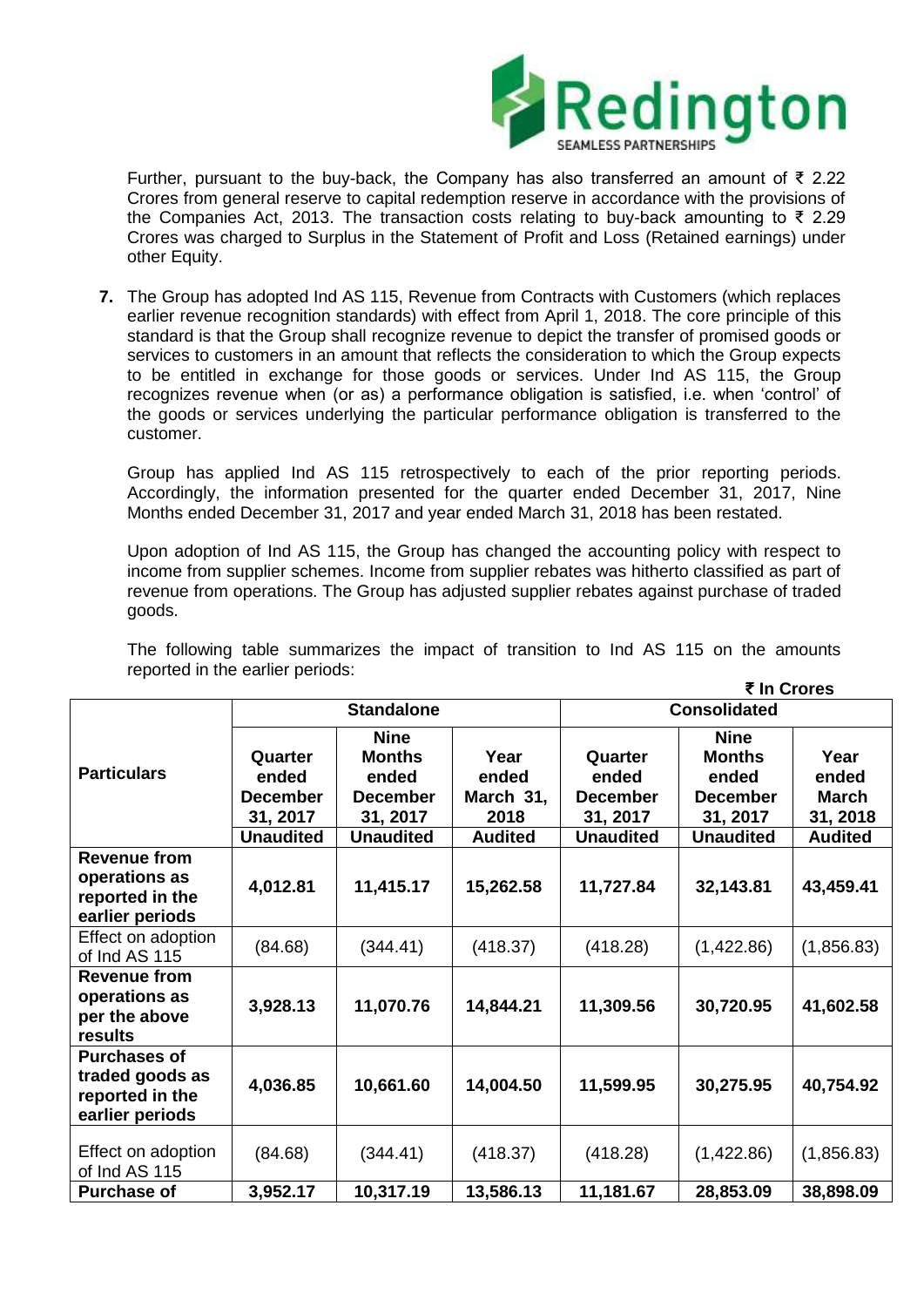Further, pursuant to the buy-back, the Company has also transferred an amount of ₹ 2.22 Crores from general reserve to capital redemption reserve in accordance with the provisions of the Companies Act, 2013. The transaction costs relating to buy-back amounting to ₹ 2.29 Crores was charged to Surplus in the Statement of Profit and Loss (Retained earnings) under other Equity.

7. The Group has adopted Ind AS 115, Revenue from Contracts with Customers (which replaces earlier revenue recognition standards) with effect from April 1, 2018. The core principle of this standard is that the Group shall recognize revenue to depict the transfer of promised goods or services to customers in an amount that reflects the consideration to which the Group expects to be entitled in exchange for those goods or services. Under Ind AS 115, the Group recognizes revenue when (or as) a performance obligation is satisfied, i.e. when 'control' of the goods or services underlying the particular performance obligation is transferred to the customer.

   Group has applied Ind AS 115 retrospectively to each of the prior reporting periods. Accordingly, the information presented for the quarter ended December 31, 2017, Nine Months ended December 31, 2017 and year ended March 31, 2018 has been restated.

   Upon adoption of Ind AS 115, the Group has changed the accounting policy with respect to income from supplier schemes. Income from supplier rebates was hitherto classified as part of revenue from operations. The Group has adjusted supplier rebates against purchase of traded goods.

   The following table summarizes the impact of transition to Ind AS 115 on the amounts reported in the earlier periods:

**₹ In Crores**

| Particulars | Standalone | | | Consolidated | | |
|---|---|---|---|---|---|---|
| | **Quarter ended December 31, 2017** | **Nine Months ended December 31, 2017** | **Year ended March 31, 2018** | **Quarter ended December 31, 2017** | **Nine Months ended December 31, 2017** | **Year ended March 31, 2018** |
| | **Unaudited** | **Unaudited** | **Audited** | **Unaudited** | **Unaudited** | **Audited** |
| **Revenue from operations as reported in the earlier periods** | **4,012.81** | **11,415.17** | **15,262.58** | **11,727.84** | **32,143.81** | **43,459.41** |
| Effect on adoption of Ind AS 115 | (84.68) | (344.41) | (418.37) | (418.28) | (1,422.86) | (1,856.83) |
| **Revenue from operations as per the above results** | **3,928.13** | **11,070.76** | **14,844.21** | **11,309.56** | **30,720.95** | **41,602.58** |
| **Purchases of traded goods as reported in the earlier periods** | **4,036.85** | **10,661.60** | **14,004.50** | **11,599.95** | **30,275.95** | **40,754.92** |
| Effect on adoption of Ind AS 115 | (84.68) | (344.41) | (418.37) | (418.28) | (1,422.86) | (1,856.83) |
| **Purchase of** | **3,952.17** | **10,317.19** | **13,586.13** | **11,181.67** | **28,853.09** | **38,898.09** |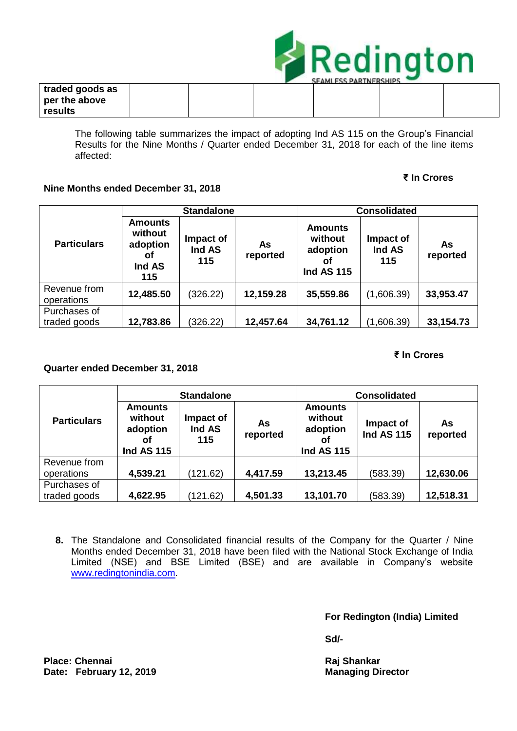| traded goods as per the above results | | | | | | |
|---|---|---|---|---|---|---|

The following table summarizes the impact of adopting Ind AS 115 on the Group's Financial Results for the Nine Months / Quarter ended December 31, 2018 for each of the line items affected:

**₹ In Crores**

**Nine Months ended December 31, 2018**

| **Particulars** | **Standalone** | | | **Consolidated** | | |
|---|---|---|---|---|---|---|
| | **Amounts without adoption of Ind AS 115** | **Impact of Ind AS 115** | **As reported** | **Amounts without adoption of Ind AS 115** | **Impact of Ind AS 115** | **As reported** |
| Revenue from operations | **12,485.50** | (326.22) | **12,159.28** | **35,559.86** | (1,606.39) | **33,953.47** |
| Purchases of traded goods | **12,783.86** | (326.22) | **12,457.64** | **34,761.12** | (1,606.39) | **33,154.73** |

**₹ In Crores**

**Quarter ended December 31, 2018**

| **Particulars** | **Standalone** | | | **Consolidated** | | |
|---|---|---|---|---|---|---|
| | **Amounts without adoption of Ind AS 115** | **Impact of Ind AS 115** | **As reported** | **Amounts without adoption of Ind AS 115** | **Impact of Ind AS 115** | **As reported** |
| Revenue from operations | **4,539.21** | (121.62) | **4,417.59** | **13,213.45** | (583.39) | **12,630.06** |
| Purchases of traded goods | **4,622.95** | (121.62) | **4,501.33** | **13,101.70** | (583.39) | **12,518.31** |

**8.** The Standalone and Consolidated financial results of the Company for the Quarter / Nine Months ended December 31, 2018 have been filed with the National Stock Exchange of India Limited (NSE) and BSE Limited (BSE) and are available in Company's website www.redingtonindia.com.

**For Redington (India) Limited**

**Sd/-**

**Raj Shankar**
**Managing Director**

**Place: Chennai**
**Date: February 12, 2019**